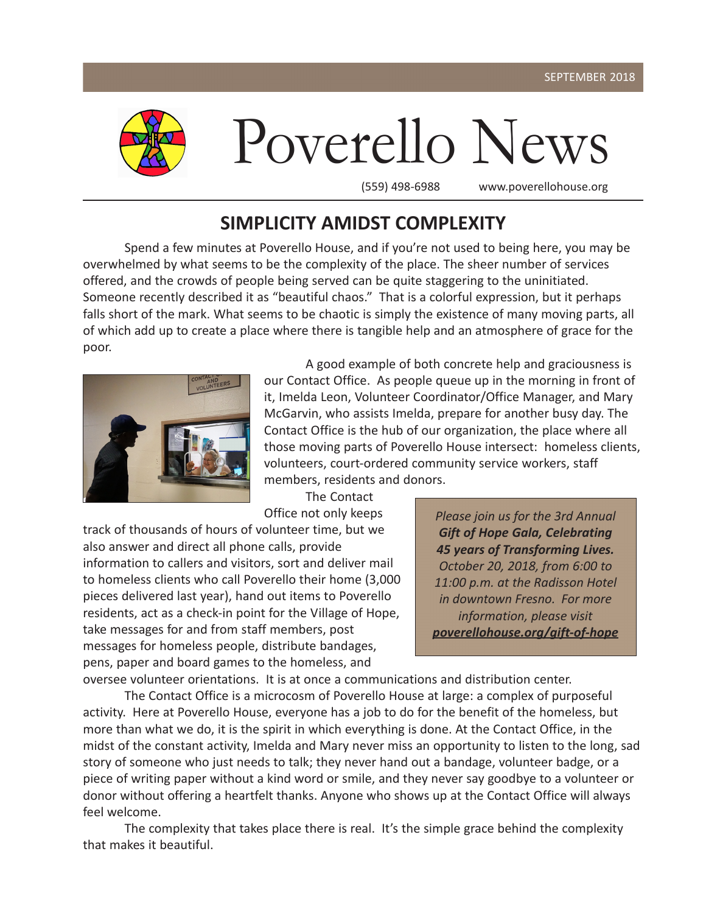SEPTEMBER 2018

# Poverello News

(559) 498-6988 www.poverellohouse.org

## SIMPLICITY AMIDST COMPLEXITY

Spend a few minutes at Poverello House, and if you're not used to being here, you may be overwhelmed by what seems to be the complexity of the place. The sheer number of services offered, and the crowds of people being served can be quite staggering to the uninitiated. Someone recently described it as "beautiful chaos." That is a colorful expression, but it perhaps falls short of the mark. What seems to be chaotic is simply the existence of many moving parts, all of which add up to create a place where there is tangible help and an atmosphere of grace for the poor.

A good example of both concrete help and graciousness is our Contact Office. As people queue up in the morning in front of it, Imelda Leon, Volunteer Coordinator/Office Manager, and Mary McGarvin, who assists Imelda, prepare for another busy day. The Contact Office is the hub of our organization, the place where all those moving parts of Poverello House intersect: homeless clients, volunteers, court-ordered community service workers, staff members, residents and donors.

The Contact Office not only keeps track of thousands of hours of volunteer time, but we also answer and direct all phone calls, provide information to callers and visitors, sort and deliver mail to homeless clients who call Poverello their home (3,000 pieces delivered last year), hand out items to Poverello residents, act as a check-in point for the Village of Hope, take messages for and from staff members, post messages for homeless people, distribute bandages, pens, paper and board games to the homeless, and oversee volunteer orientations. It is at once a communications and distribution center.

> *Please join us for the 3rd Annual* ***Gift of Hope Gala, Celebrating 45 years of Transforming Lives.*** *October 20, 2018, from 6:00 to 11:00 p.m. at the Radisson Hotel in downtown Fresno. For more information, please visit* ***poverellohouse.org/gift-of-hope***

The Contact Office is a microcosm of Poverello House at large: a complex of purposeful activity. Here at Poverello House, everyone has a job to do for the benefit of the homeless, but more than what we do, it is the spirit in which everything is done. At the Contact Office, in the midst of the constant activity, Imelda and Mary never miss an opportunity to listen to the long, sad story of someone who just needs to talk; they never hand out a bandage, volunteer badge, or a piece of writing paper without a kind word or smile, and they never say goodbye to a volunteer or donor without offering a heartfelt thanks. Anyone who shows up at the Contact Office will always feel welcome.

The complexity that takes place there is real. It's the simple grace behind the complexity that makes it beautiful.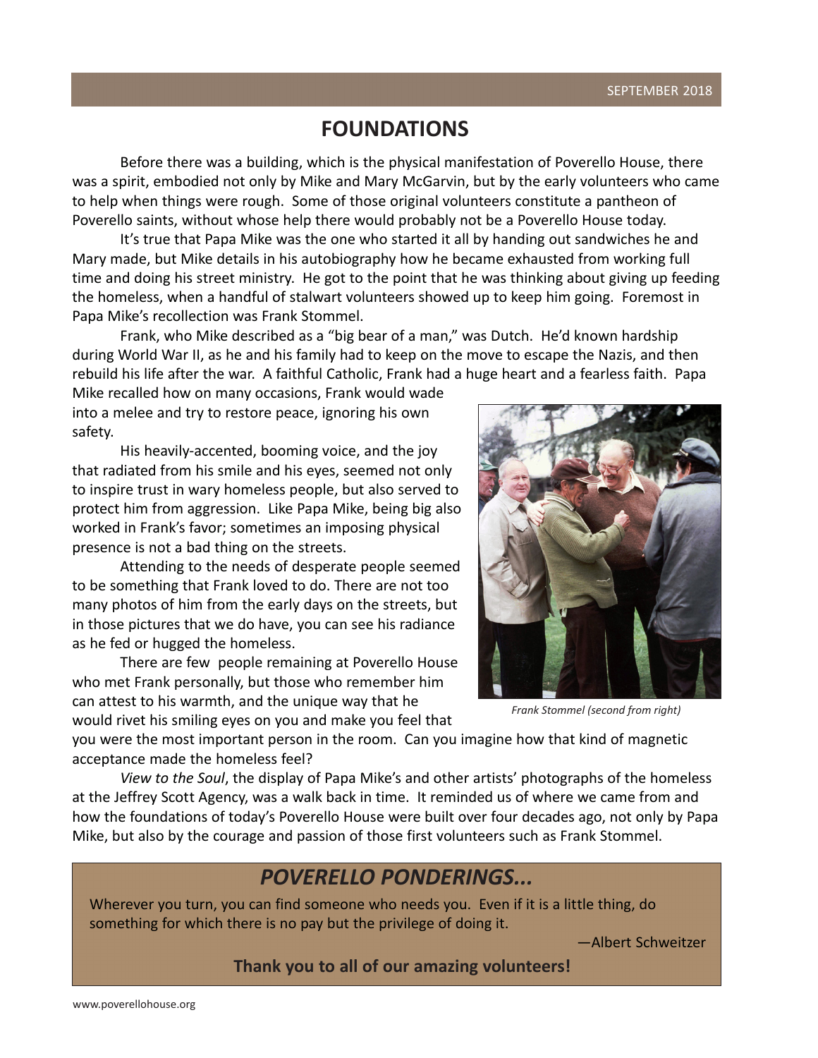## FOUNDATIONS

Before there was a building, which is the physical manifestation of Poverello House, there was a spirit, embodied not only by Mike and Mary McGarvin, but by the early volunteers who came to help when things were rough. Some of those original volunteers constitute a pantheon of Poverello saints, without whose help there would probably not be a Poverello House today.

It's true that Papa Mike was the one who started it all by handing out sandwiches he and Mary made, but Mike details in his autobiography how he became exhausted from working full time and doing his street ministry. He got to the point that he was thinking about giving up feeding the homeless, when a handful of stalwart volunteers showed up to keep him going. Foremost in Papa Mike's recollection was Frank Stommel.

Frank, who Mike described as a "big bear of a man," was Dutch. He'd known hardship during World War II, as he and his family had to keep on the move to escape the Nazis, and then rebuild his life after the war. A faithful Catholic, Frank had a huge heart and a fearless faith. Papa Mike recalled how on many occasions, Frank would wade into a melee and try to restore peace, ignoring his own safety.

His heavily-accented, booming voice, and the joy that radiated from his smile and his eyes, seemed not only to inspire trust in wary homeless people, but also served to protect him from aggression. Like Papa Mike, being big also worked in Frank's favor; sometimes an imposing physical presence is not a bad thing on the streets.

Attending to the needs of desperate people seemed to be something that Frank loved to do. There are not too many photos of him from the early days on the streets, but in those pictures that we do have, you can see his radiance as he fed or hugged the homeless.

*Frank Stommel (second from right)*

There are few people remaining at Poverello House who met Frank personally, but those who remember him can attest to his warmth, and the unique way that he would rivet his smiling eyes on you and make you feel that you were the most important person in the room. Can you imagine how that kind of magnetic acceptance made the homeless feel?

*View to the Soul*, the display of Papa Mike's and other artists' photographs of the homeless at the Jeffrey Scott Agency, was a walk back in time. It reminded us of where we came from and how the foundations of today's Poverello House were built over four decades ago, not only by Papa Mike, but also by the courage and passion of those first volunteers such as Frank Stommel.

## *POVERELLO PONDERINGS...*

Wherever you turn, you can find someone who needs you. Even if it is a little thing, do something for which there is no pay but the privilege of doing it.

—Albert Schweitzer

**Thank you to all of our amazing volunteers!**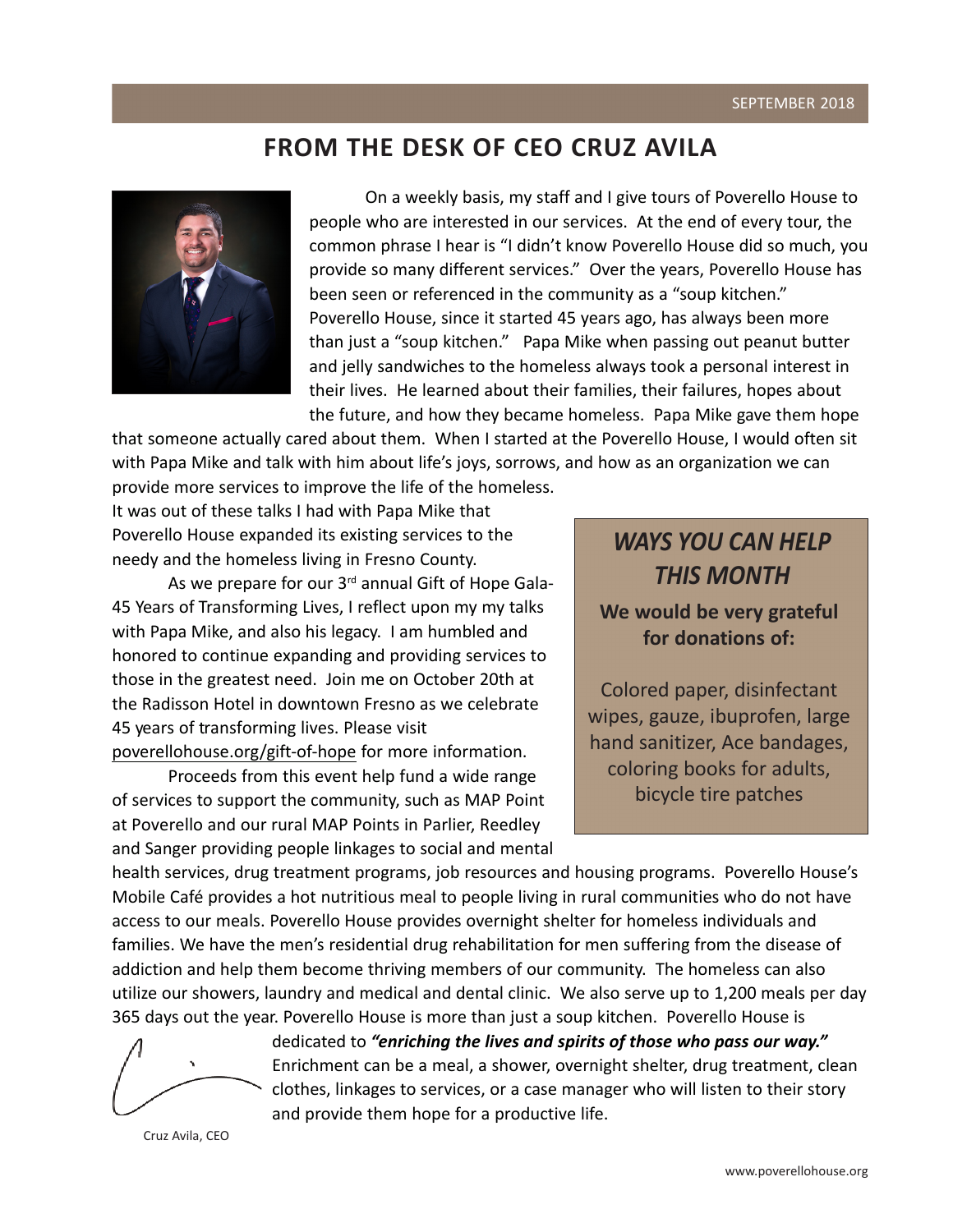SEPTEMBER 2018

# FROM THE DESK OF CEO CRUZ AVILA

On a weekly basis, my staff and I give tours of Poverello House to people who are interested in our services. At the end of every tour, the common phrase I hear is "I didn't know Poverello House did so much, you provide so many different services." Over the years, Poverello House has been seen or referenced in the community as a "soup kitchen." Poverello House, since it started 45 years ago, has always been more than just a "soup kitchen." Papa Mike when passing out peanut butter and jelly sandwiches to the homeless always took a personal interest in their lives. He learned about their families, their failures, hopes about the future, and how they became homeless. Papa Mike gave them hope that someone actually cared about them. When I started at the Poverello House, I would often sit with Papa Mike and talk with him about life's joys, sorrows, and how as an organization we can provide more services to improve the life of the homeless. It was out of these talks I had with Papa Mike that Poverello House expanded its existing services to the needy and the homeless living in Fresno County.

As we prepare for our 3rd annual Gift of Hope Gala- 45 Years of Transforming Lives, I reflect upon my my talks with Papa Mike, and also his legacy. I am humbled and honored to continue expanding and providing services to those in the greatest need. Join me on October 20th at the Radisson Hotel in downtown Fresno as we celebrate 45 years of transforming lives. Please visit poverellohouse.org/gift-of-hope for more information.

Proceeds from this event help fund a wide range of services to support the community, such as MAP Point at Poverello and our rural MAP Points in Parlier, Reedley and Sanger providing people linkages to social and mental health services, drug treatment programs, job resources and housing programs. Poverello House's Mobile Café provides a hot nutritious meal to people living in rural communities who do not have access to our meals. Poverello House provides overnight shelter for homeless individuals and families. We have the men's residential drug rehabilitation for men suffering from the disease of addiction and help them become thriving members of our community. The homeless can also utilize our showers, laundry and medical and dental clinic. We also serve up to 1,200 meals per day 365 days out the year. Poverello House is more than just a soup kitchen. Poverello House is dedicated to ***"enriching the lives and spirits of those who pass our way."*** Enrichment can be a meal, a shower, overnight shelter, drug treatment, clean clothes, linkages to services, or a case manager who will listen to their story and provide them hope for a productive life.

Cruz Avila, CEO

## *WAYS YOU CAN HELP THIS MONTH*

**We would be very grateful for donations of:**

Colored paper, disinfectant wipes, gauze, ibuprofen, large hand sanitizer, Ace bandages, coloring books for adults, bicycle tire patches